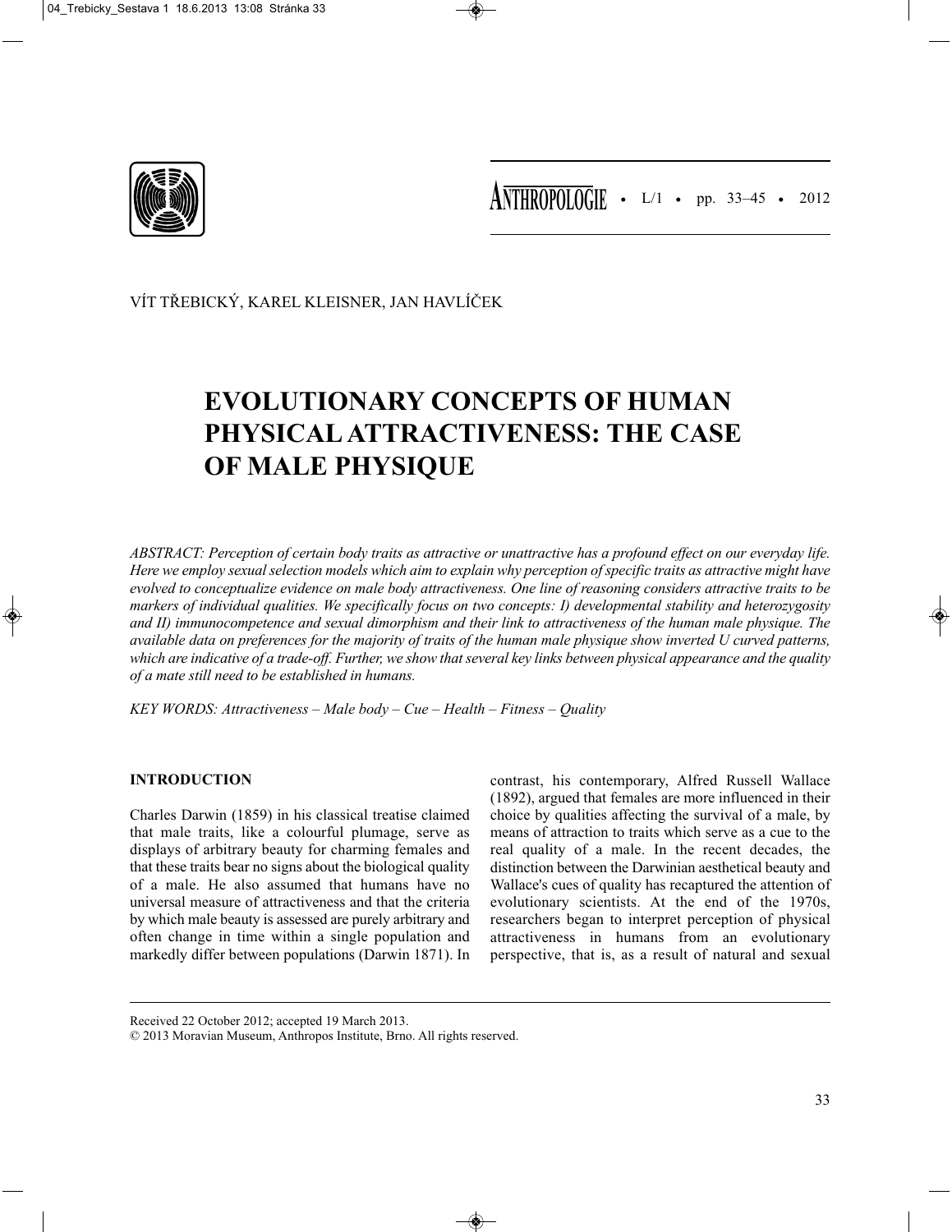VÍT TŘEBICKÝ, KAREL KLEISNER, JAN HAVLÍČEK

# EVOLUTIONARY CONCEPTS OF HUMAN PHYSICAL ATTRACTIVENESS: THE CASE OF MALE PHYSIQUE

*ABSTRACT: Perception of certain body traits as attractive or unattractive has a profound effect on our everyday life. Here we employ sexual selection models which aim to explain why perception of specific traits as attractive might have evolved to conceptualize evidence on male body attractiveness. One line of reasoning considers attractive traits to be markers of individual qualities. We specifically focus on two concepts: I) developmental stability and heterozygosity and II) immunocompetence and sexual dimorphism and their link to attractiveness of the human male physique. The available data on preferences for the majority of traits of the human male physique show inverted U curved patterns, which are indicative of a trade-off. Further, we show that several key links between physical appearance and the quality of a mate still need to be established in humans.*

*KEY WORDS: Attractiveness – Male body – Cue – Health – Fitness – Quality*

## INTRODUCTION

Charles Darwin (1859) in his classical treatise claimed that male traits, like a colourful plumage, serve as displays of arbitrary beauty for charming females and that these traits bear no signs about the biological quality of a male. He also assumed that humans have no universal measure of attractiveness and that the criteria by which male beauty is assessed are purely arbitrary and often change in time within a single population and markedly differ between populations (Darwin 1871). In contrast, his contemporary, Alfred Russell Wallace (1892), argued that females are more influenced in their choice by qualities affecting the survival of a male, by means of attraction to traits which serve as a cue to the real quality of a male. In the recent decades, the distinction between the Darwinian aesthetical beauty and Wallace's cues of quality has recaptured the attention of evolutionary scientists. At the end of the 1970s, researchers began to interpret perception of physical attractiveness in humans from an evolutionary perspective, that is, as a result of natural and sexual

Received 22 October 2012; accepted 19 March 2013.

© 2013 Moravian Museum, Anthropos Institute, Brno. All rights reserved.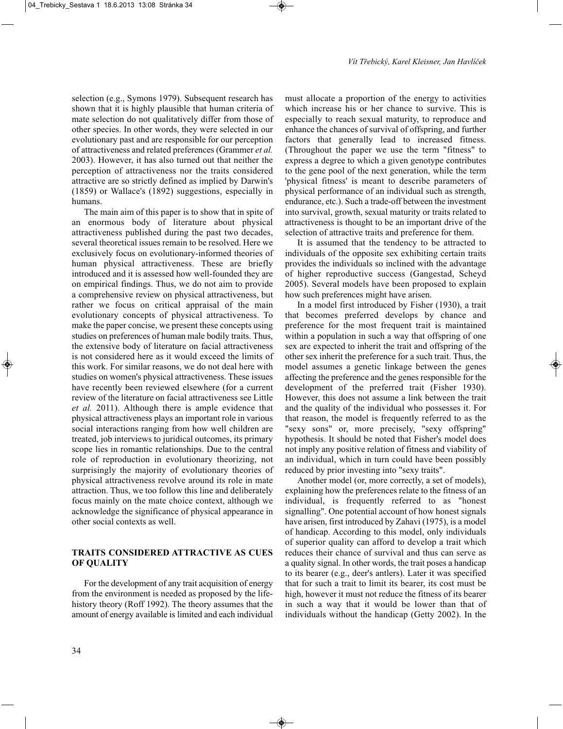selection (e.g., Symons 1979). Subsequent research has shown that it is highly plausible that human criteria of mate selection do not qualitatively differ from those of other species. In other words, they were selected in our evolutionary past and are responsible for our perception of attractiveness and related preferences (Grammer *et al.* 2003). However, it has also turned out that neither the perception of attractiveness nor the traits considered attractive are so strictly defined as implied by Darwin's (1859) or Wallace's (1892) suggestions, especially in humans.

The main aim of this paper is to show that in spite of an enormous body of literature about physical attractiveness published during the past two decades, several theoretical issues remain to be resolved. Here we exclusively focus on evolutionary-informed theories of human physical attractiveness. These are briefly introduced and it is assessed how well-founded they are on empirical findings. Thus, we do not aim to provide a comprehensive review on physical attractiveness, but rather we focus on critical appraisal of the main evolutionary concepts of physical attractiveness. To make the paper concise, we present these concepts using studies on preferences of human male bodily traits. Thus, the extensive body of literature on facial attractiveness is not considered here as it would exceed the limits of this work. For similar reasons, we do not deal here with studies on women's physical attractiveness. These issues have recently been reviewed elsewhere (for a current review of the literature on facial attractiveness see Little *et al.* 2011). Although there is ample evidence that physical attractiveness plays an important role in various social interactions ranging from how well children are treated, job interviews to juridical outcomes, its primary scope lies in romantic relationships. Due to the central role of reproduction in evolutionary theorizing, not surprisingly the majority of evolutionary theories of physical attractiveness revolve around its role in mate attraction. Thus, we too follow this line and deliberately focus mainly on the mate choice context, although we acknowledge the significance of physical appearance in other social contexts as well.

## TRAITS CONSIDERED ATTRACTIVE AS CUES OF QUALITY

For the development of any trait acquisition of energy from the environment is needed as proposed by the life-history theory (Roff 1992). The theory assumes that the amount of energy available is limited and each individual must allocate a proportion of the energy to activities which increase his or her chance to survive. This is especially to reach sexual maturity, to reproduce and enhance the chances of survival of offspring, and further factors that generally lead to increased fitness. (Throughout the paper we use the term "fitness" to express a degree to which a given genotype contributes to the gene pool of the next generation, while the term 'physical fitness' is meant to describe parameters of physical performance of an individual such as strength, endurance, etc.). Such a trade-off between the investment into survival, growth, sexual maturity or traits related to attractiveness is thought to be an important drive of the selection of attractive traits and preference for them.

It is assumed that the tendency to be attracted to individuals of the opposite sex exhibiting certain traits provides the individuals so inclined with the advantage of higher reproductive success (Gangestad, Scheyd 2005). Several models have been proposed to explain how such preferences might have arisen.

In a model first introduced by Fisher (1930), a trait that becomes preferred develops by chance and preference for the most frequent trait is maintained within a population in such a way that offspring of one sex are expected to inherit the trait and offspring of the other sex inherit the preference for a such trait. Thus, the model assumes a genetic linkage between the genes affecting the preference and the genes responsible for the development of the preferred trait (Fisher 1930). However, this does not assume a link between the trait and the quality of the individual who possesses it. For that reason, the model is frequently referred to as the "sexy sons" or, more precisely, "sexy offspring" hypothesis. It should be noted that Fisher's model does not imply any positive relation of fitness and viability of an individual, which in turn could have been possibly reduced by prior investing into "sexy traits".

Another model (or, more correctly, a set of models), explaining how the preferences relate to the fitness of an individual, is frequently referred to as "honest signalling". One potential account of how honest signals have arisen, first introduced by Zahavi (1975), is a model of handicap. According to this model, only individuals of superior quality can afford to develop a trait which reduces their chance of survival and thus can serve as a quality signal. In other words, the trait poses a handicap to its bearer (e.g., deer's antlers). Later it was specified that for such a trait to limit its bearer, its cost must be high, however it must not reduce the fitness of its bearer in such a way that it would be lower than that of individuals without the handicap (Getty 2002). In the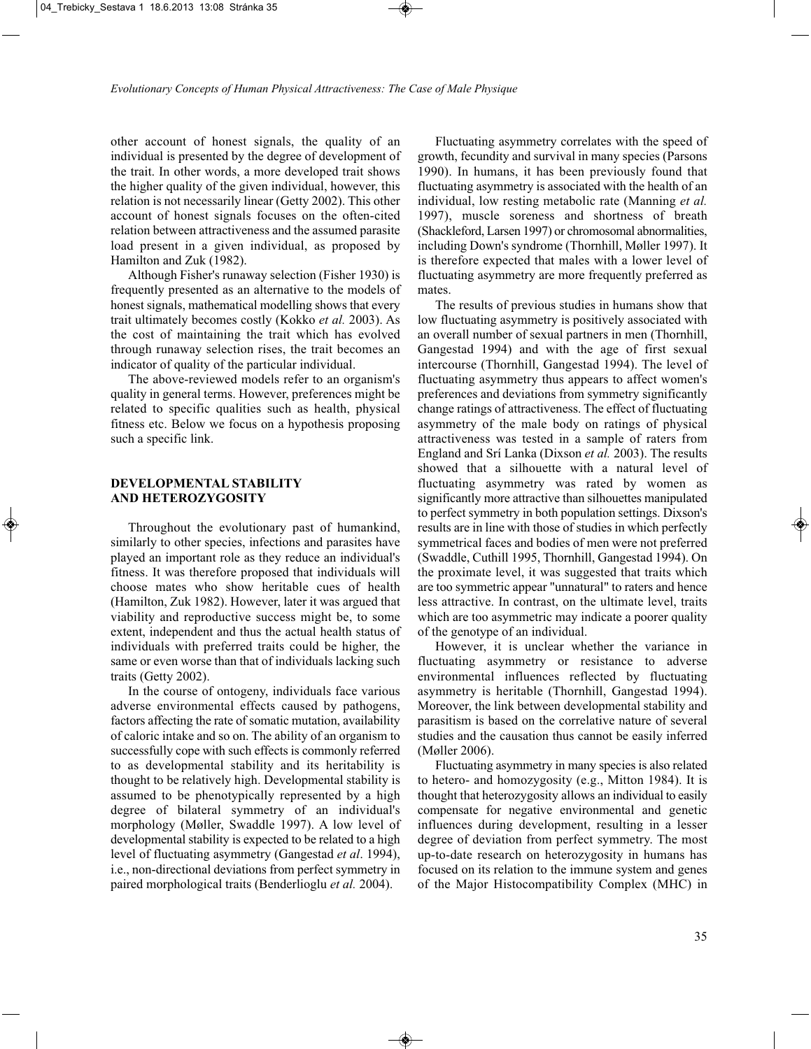other account of honest signals, the quality of an individual is presented by the degree of development of the trait. In other words, a more developed trait shows the higher quality of the given individual, however, this relation is not necessarily linear (Getty 2002). This other account of honest signals focuses on the often-cited relation between attractiveness and the assumed parasite load present in a given individual, as proposed by Hamilton and Zuk (1982).

Although Fisher's runaway selection (Fisher 1930) is frequently presented as an alternative to the models of honest signals, mathematical modelling shows that every trait ultimately becomes costly (Kokko *et al.* 2003). As the cost of maintaining the trait which has evolved through runaway selection rises, the trait becomes an indicator of quality of the particular individual.

The above-reviewed models refer to an organism's quality in general terms. However, preferences might be related to specific qualities such as health, physical fitness etc. Below we focus on a hypothesis proposing such a specific link.

## DEVELOPMENTAL STABILITY AND HETEROZYGOSITY

Throughout the evolutionary past of humankind, similarly to other species, infections and parasites have played an important role as they reduce an individual's fitness. It was therefore proposed that individuals will choose mates who show heritable cues of health (Hamilton, Zuk 1982). However, later it was argued that viability and reproductive success might be, to some extent, independent and thus the actual health status of individuals with preferred traits could be higher, the same or even worse than that of individuals lacking such traits (Getty 2002).

In the course of ontogeny, individuals face various adverse environmental effects caused by pathogens, factors affecting the rate of somatic mutation, availability of caloric intake and so on. The ability of an organism to successfully cope with such effects is commonly referred to as developmental stability and its heritability is thought to be relatively high. Developmental stability is assumed to be phenotypically represented by a high degree of bilateral symmetry of an individual's morphology (Møller, Swaddle 1997). A low level of developmental stability is expected to be related to a high level of fluctuating asymmetry (Gangestad *et al*. 1994), i.e., non-directional deviations from perfect symmetry in paired morphological traits (Benderlioglu *et al.* 2004).

Fluctuating asymmetry correlates with the speed of growth, fecundity and survival in many species (Parsons 1990). In humans, it has been previously found that fluctuating asymmetry is associated with the health of an individual, low resting metabolic rate (Manning *et al.* 1997), muscle soreness and shortness of breath (Shackleford, Larsen 1997) or chromosomal abnormalities, including Down's syndrome (Thornhill, Møller 1997). It is therefore expected that males with a lower level of fluctuating asymmetry are more frequently preferred as mates.

The results of previous studies in humans show that low fluctuating asymmetry is positively associated with an overall number of sexual partners in men (Thornhill, Gangestad 1994) and with the age of first sexual intercourse (Thornhill, Gangestad 1994). The level of fluctuating asymmetry thus appears to affect women's preferences and deviations from symmetry significantly change ratings of attractiveness. The effect of fluctuating asymmetry of the male body on ratings of physical attractiveness was tested in a sample of raters from England and Srí Lanka (Dixson *et al.* 2003). The results showed that a silhouette with a natural level of fluctuating asymmetry was rated by women as significantly more attractive than silhouettes manipulated to perfect symmetry in both population settings. Dixson's results are in line with those of studies in which perfectly symmetrical faces and bodies of men were not preferred (Swaddle, Cuthill 1995, Thornhill, Gangestad 1994). On the proximate level, it was suggested that traits which are too symmetric appear "unnatural" to raters and hence less attractive. In contrast, on the ultimate level, traits which are too asymmetric may indicate a poorer quality of the genotype of an individual.

However, it is unclear whether the variance in fluctuating asymmetry or resistance to adverse environmental influences reflected by fluctuating asymmetry is heritable (Thornhill, Gangestad 1994). Moreover, the link between developmental stability and parasitism is based on the correlative nature of several studies and the causation thus cannot be easily inferred (Møller 2006).

Fluctuating asymmetry in many species is also related to hetero- and homozygosity (e.g., Mitton 1984). It is thought that heterozygosity allows an individual to easily compensate for negative environmental and genetic influences during development, resulting in a lesser degree of deviation from perfect symmetry. The most up-to-date research on heterozygosity in humans has focused on its relation to the immune system and genes of the Major Histocompatibility Complex (MHC) in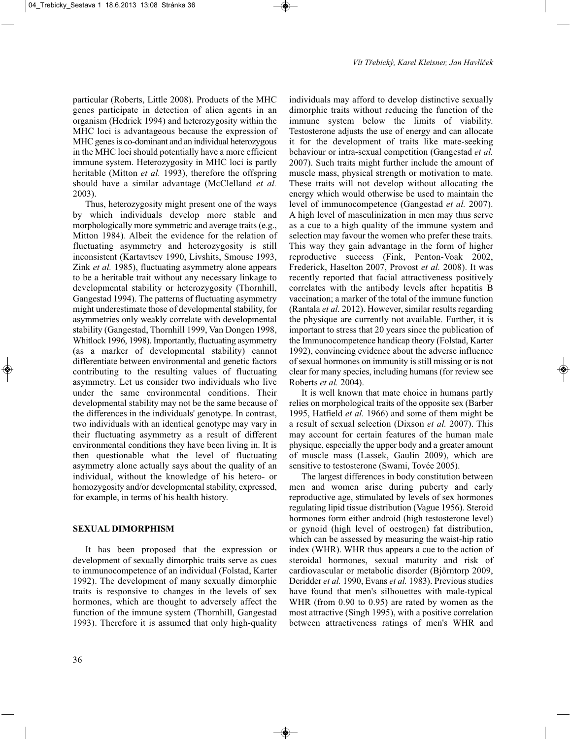particular (Roberts, Little 2008). Products of the MHC genes participate in detection of alien agents in an organism (Hedrick 1994) and heterozygosity within the MHC loci is advantageous because the expression of MHC genes is co-dominant and an individual heterozygous in the MHC loci should potentially have a more efficient immune system. Heterozygosity in MHC loci is partly heritable (Mitton *et al.* 1993), therefore the offspring should have a similar advantage (McClelland *et al.* 2003).

Thus, heterozygosity might present one of the ways by which individuals develop more stable and morphologically more symmetric and average traits (e.g., Mitton 1984). Albeit the evidence for the relation of fluctuating asymmetry and heterozygosity is still inconsistent (Kartavtsev 1990, Livshits, Smouse 1993, Zink *et al.* 1985), fluctuating asymmetry alone appears to be a heritable trait without any necessary linkage to developmental stability or heterozygosity (Thornhill, Gangestad 1994). The patterns of fluctuating asymmetry might underestimate those of developmental stability, for asymmetries only weakly correlate with developmental stability (Gangestad, Thornhill 1999, Van Dongen 1998, Whitlock 1996, 1998). Importantly, fluctuating asymmetry (as a marker of developmental stability) cannot differentiate between environmental and genetic factors contributing to the resulting values of fluctuating asymmetry. Let us consider two individuals who live under the same environmental conditions. Their developmental stability may not be the same because of the differences in the individuals' genotype. In contrast, two individuals with an identical genotype may vary in their fluctuating asymmetry as a result of different environmental conditions they have been living in. It is then questionable what the level of fluctuating asymmetry alone actually says about the quality of an individual, without the knowledge of his hetero- or homozygosity and/or developmental stability, expressed, for example, in terms of his health history.

## SEXUAL DIMORPHISM

It has been proposed that the expression or development of sexually dimorphic traits serve as cues to immunocompetence of an individual (Folstad, Karter 1992). The development of many sexually dimorphic traits is responsive to changes in the levels of sex hormones, which are thought to adversely affect the function of the immune system (Thornhill, Gangestad 1993). Therefore it is assumed that only high-quality individuals may afford to develop distinctive sexually dimorphic traits without reducing the function of the immune system below the limits of viability. Testosterone adjusts the use of energy and can allocate it for the development of traits like mate-seeking behaviour or intra-sexual competition (Gangestad *et al.* 2007). Such traits might further include the amount of muscle mass, physical strength or motivation to mate. These traits will not develop without allocating the energy which would otherwise be used to maintain the level of immunocompetence (Gangestad *et al.* 2007). A high level of masculinization in men may thus serve as a cue to a high quality of the immune system and selection may favour the women who prefer these traits. This way they gain advantage in the form of higher reproductive success (Fink, Penton-Voak 2002, Frederick, Haselton 2007, Provost *et al.* 2008). It was recently reported that facial attractiveness positively correlates with the antibody levels after hepatitis B vaccination; a marker of the total of the immune function (Rantala *et al.* 2012). However, similar results regarding the physique are currently not available. Further, it is important to stress that 20 years since the publication of the Immunocompetence handicap theory (Folstad, Karter 1992), convincing evidence about the adverse influence of sexual hormones on immunity is still missing or is not clear for many species, including humans (for review see Roberts *et al.* 2004).

It is well known that mate choice in humans partly relies on morphological traits of the opposite sex (Barber 1995, Hatfield *et al.* 1966) and some of them might be a result of sexual selection (Dixson *et al.* 2007). This may account for certain features of the human male physique, especially the upper body and a greater amount of muscle mass (Lassek, Gaulin 2009), which are sensitive to testosterone (Swami, Tovée 2005).

The largest differences in body constitution between men and women arise during puberty and early reproductive age, stimulated by levels of sex hormones regulating lipid tissue distribution (Vague 1956). Steroid hormones form either android (high testosterone level) or gynoid (high level of oestrogen) fat distribution, which can be assessed by measuring the waist-hip ratio index (WHR). WHR thus appears a cue to the action of steroidal hormones, sexual maturity and risk of cardiovascular or metabolic disorder (Björntorp 2009, Deridder *et al.* 1990, Evans *et al.* 1983). Previous studies have found that men's silhouettes with male-typical WHR (from 0.90 to 0.95) are rated by women as the most attractive (Singh 1995), with a positive correlation between attractiveness ratings of men's WHR and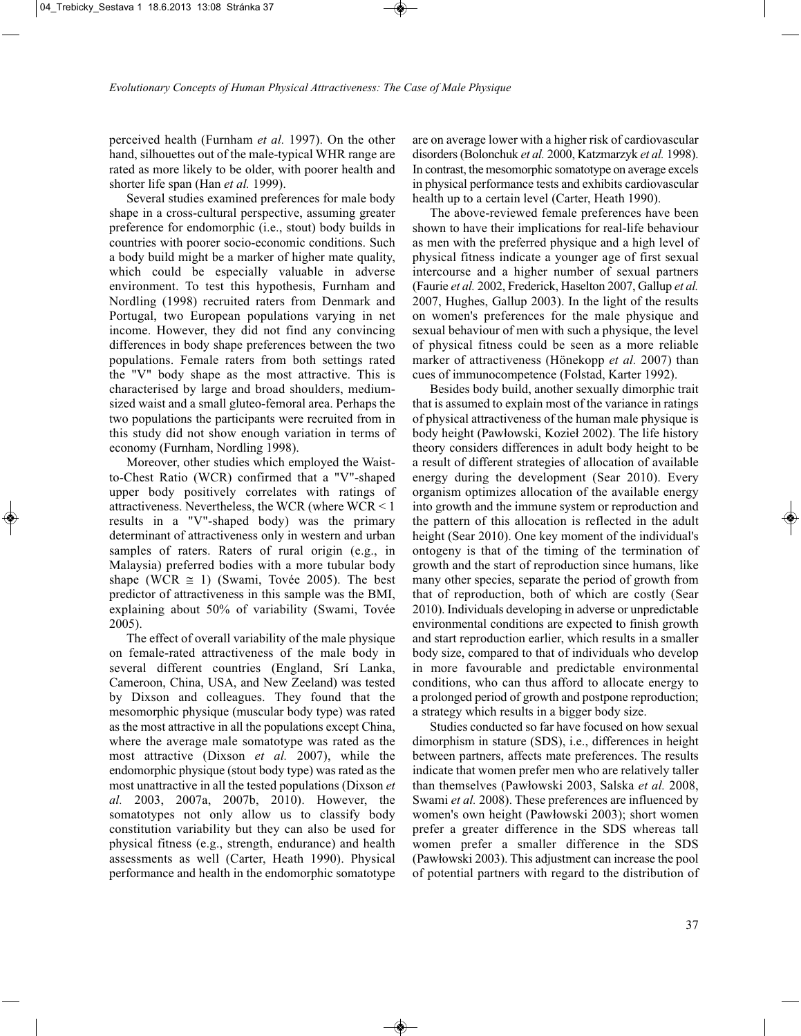perceived health (Furnham *et al.* 1997). On the other hand, silhouettes out of the male-typical WHR range are rated as more likely to be older, with poorer health and shorter life span (Han *et al.* 1999).

Several studies examined preferences for male body shape in a cross-cultural perspective, assuming greater preference for endomorphic (i.e., stout) body builds in countries with poorer socio-economic conditions. Such a body build might be a marker of higher mate quality, which could be especially valuable in adverse environment. To test this hypothesis, Furnham and Nordling (1998) recruited raters from Denmark and Portugal, two European populations varying in net income. However, they did not find any convincing differences in body shape preferences between the two populations. Female raters from both settings rated the "V" body shape as the most attractive. This is characterised by large and broad shoulders, medium-sized waist and a small gluteo-femoral area. Perhaps the two populations the participants were recruited from in this study did not show enough variation in terms of economy (Furnham, Nordling 1998).

Moreover, other studies which employed the Waist-to-Chest Ratio (WCR) confirmed that a "V"-shaped upper body positively correlates with ratings of attractiveness. Nevertheless, the WCR (where $WCR < 1$ results in a "V"-shaped body) was the primary determinant of attractiveness only in western and urban samples of raters. Raters of rural origin (e.g., in Malaysia) preferred bodies with a more tubular body shape ($WCR \cong 1$) (Swami, Tovée 2005). The best predictor of attractiveness in this sample was the BMI, explaining about 50% of variability (Swami, Tovée 2005).

The effect of overall variability of the male physique on female-rated attractiveness of the male body in several different countries (England, Srí Lanka, Cameroon, China, USA, and New Zeeland) was tested by Dixson and colleagues. They found that the mesomorphic physique (muscular body type) was rated as the most attractive in all the populations except China, where the average male somatotype was rated as the most attractive (Dixson *et al.* 2007), while the endomorphic physique (stout body type) was rated as the most unattractive in all the tested populations (Dixson *et al.* 2003, 2007a, 2007b, 2010). However, the somatotypes not only allow us to classify body constitution variability but they can also be used for physical fitness (e.g., strength, endurance) and health assessments as well (Carter, Heath 1990). Physical performance and health in the endomorphic somatotype are on average lower with a higher risk of cardiovascular disorders (Bolonchuk *et al.* 2000, Katzmarzyk *et al.* 1998). In contrast, the mesomorphic somatotype on average excels in physical performance tests and exhibits cardiovascular health up to a certain level (Carter, Heath 1990).

The above-reviewed female preferences have been shown to have their implications for real-life behaviour as men with the preferred physique and a high level of physical fitness indicate a younger age of first sexual intercourse and a higher number of sexual partners (Faurie *et al.* 2002, Frederick, Haselton 2007, Gallup *et al.* 2007, Hughes, Gallup 2003). In the light of the results on women's preferences for the male physique and sexual behaviour of men with such a physique, the level of physical fitness could be seen as a more reliable marker of attractiveness (Hönekopp *et al.* 2007) than cues of immunocompetence (Folstad, Karter 1992).

Besides body build, another sexually dimorphic trait that is assumed to explain most of the variance in ratings of physical attractiveness of the human male physique is body height (Pawłowski, Kozieł 2002). The life history theory considers differences in adult body height to be a result of different strategies of allocation of available energy during the development (Sear 2010). Every organism optimizes allocation of the available energy into growth and the immune system or reproduction and the pattern of this allocation is reflected in the adult height (Sear 2010). One key moment of the individual's ontogeny is that of the timing of the termination of growth and the start of reproduction since humans, like many other species, separate the period of growth from that of reproduction, both of which are costly (Sear 2010). Individuals developing in adverse or unpredictable environmental conditions are expected to finish growth and start reproduction earlier, which results in a smaller body size, compared to that of individuals who develop in more favourable and predictable environmental conditions, who can thus afford to allocate energy to a prolonged period of growth and postpone reproduction; a strategy which results in a bigger body size.

Studies conducted so far have focused on how sexual dimorphism in stature (SDS), i.e., differences in height between partners, affects mate preferences. The results indicate that women prefer men who are relatively taller than themselves (Pawłowski 2003, Salska *et al.* 2008, Swami *et al.* 2008). These preferences are influenced by women's own height (Pawłowski 2003); short women prefer a greater difference in the SDS whereas tall women prefer a smaller difference in the SDS (Pawłowski 2003). This adjustment can increase the pool of potential partners with regard to the distribution of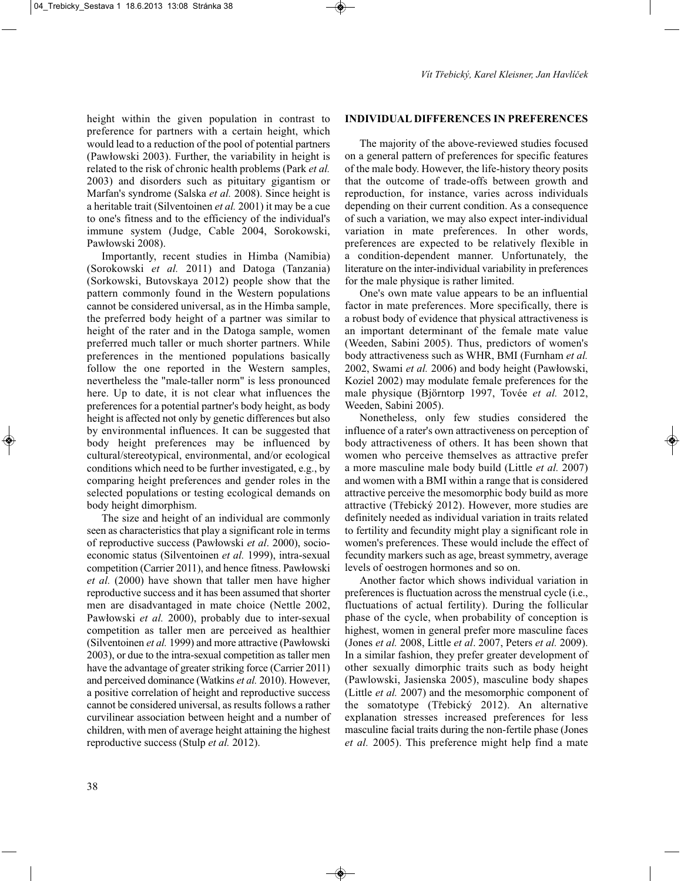height within the given population in contrast to preference for partners with a certain height, which would lead to a reduction of the pool of potential partners (Pawłowski 2003). Further, the variability in height is related to the risk of chronic health problems (Park *et al.* 2003) and disorders such as pituitary gigantism or Marfan's syndrome (Salska *et al.* 2008). Since height is a heritable trait (Silventoinen *et al.* 2001) it may be a cue to one's fitness and to the efficiency of the individual's immune system (Judge, Cable 2004, Sorokowski, Pawłowski 2008).

Importantly, recent studies in Himba (Namibia) (Sorokowski *et al.* 2011) and Datoga (Tanzania) (Sorkowski, Butovskaya 2012) people show that the pattern commonly found in the Western populations cannot be considered universal, as in the Himba sample, the preferred body height of a partner was similar to height of the rater and in the Datoga sample, women preferred much taller or much shorter partners. While preferences in the mentioned populations basically follow the one reported in the Western samples, nevertheless the "male-taller norm" is less pronounced here. Up to date, it is not clear what influences the preferences for a potential partner's body height, as body height is affected not only by genetic differences but also by environmental influences. It can be suggested that body height preferences may be influenced by cultural/stereotypical, environmental, and/or ecological conditions which need to be further investigated, e.g., by comparing height preferences and gender roles in the selected populations or testing ecological demands on body height dimorphism.

The size and height of an individual are commonly seen as characteristics that play a significant role in terms of reproductive success (Pawłowski *et al*. 2000), socio-economic status (Silventoinen *et al.* 1999), intra-sexual competition (Carrier 2011), and hence fitness. Pawłowski *et al.* (2000) have shown that taller men have higher reproductive success and it has been assumed that shorter men are disadvantaged in mate choice (Nettle 2002, Pawłowski *et al.* 2000), probably due to inter-sexual competition as taller men are perceived as healthier (Silventoinen *et al.* 1999) and more attractive (Pawłowski 2003), or due to the intra-sexual competition as taller men have the advantage of greater striking force (Carrier 2011) and perceived dominance (Watkins *et al.* 2010). However, a positive correlation of height and reproductive success cannot be considered universal, as results follows a rather curvilinear association between height and a number of children, with men of average height attaining the highest reproductive success (Stulp *et al.* 2012).

## INDIVIDUAL DIFFERENCES IN PREFERENCES

The majority of the above-reviewed studies focused on a general pattern of preferences for specific features of the male body. However, the life-history theory posits that the outcome of trade-offs between growth and reproduction, for instance, varies across individuals depending on their current condition. As a consequence of such a variation, we may also expect inter-individual variation in mate preferences. In other words, preferences are expected to be relatively flexible in a condition-dependent manner. Unfortunately, the literature on the inter-individual variability in preferences for the male physique is rather limited.

One's own mate value appears to be an influential factor in mate preferences. More specifically, there is a robust body of evidence that physical attractiveness is an important determinant of the female mate value (Weeden, Sabini 2005). Thus, predictors of women's body attractiveness such as WHR, BMI (Furnham *et al.* 2002, Swami *et al.* 2006) and body height (Pawłowski, Koziel 2002) may modulate female preferences for the male physique (Björntorp 1997, Tovée *et al.* 2012, Weeden, Sabini 2005).

Nonetheless, only few studies considered the influence of a rater's own attractiveness on perception of body attractiveness of others. It has been shown that women who perceive themselves as attractive prefer a more masculine male body build (Little *et al.* 2007) and women with a BMI within a range that is considered attractive perceive the mesomorphic body build as more attractive (Třebický 2012). However, more studies are definitely needed as individual variation in traits related to fertility and fecundity might play a significant role in women's preferences. These would include the effect of fecundity markers such as age, breast symmetry, average levels of oestrogen hormones and so on.

Another factor which shows individual variation in preferences is fluctuation across the menstrual cycle (i.e., fluctuations of actual fertility). During the follicular phase of the cycle, when probability of conception is highest, women in general prefer more masculine faces (Jones *et al.* 2008, Little *et al*. 2007, Peters *et al.* 2009). In a similar fashion, they prefer greater development of other sexually dimorphic traits such as body height (Pawlowski, Jasienska 2005), masculine body shapes (Little *et al.* 2007) and the mesomorphic component of the somatotype (Třebický 2012). An alternative explanation stresses increased preferences for less masculine facial traits during the non-fertile phase (Jones *et al.* 2005). This preference might help find a mate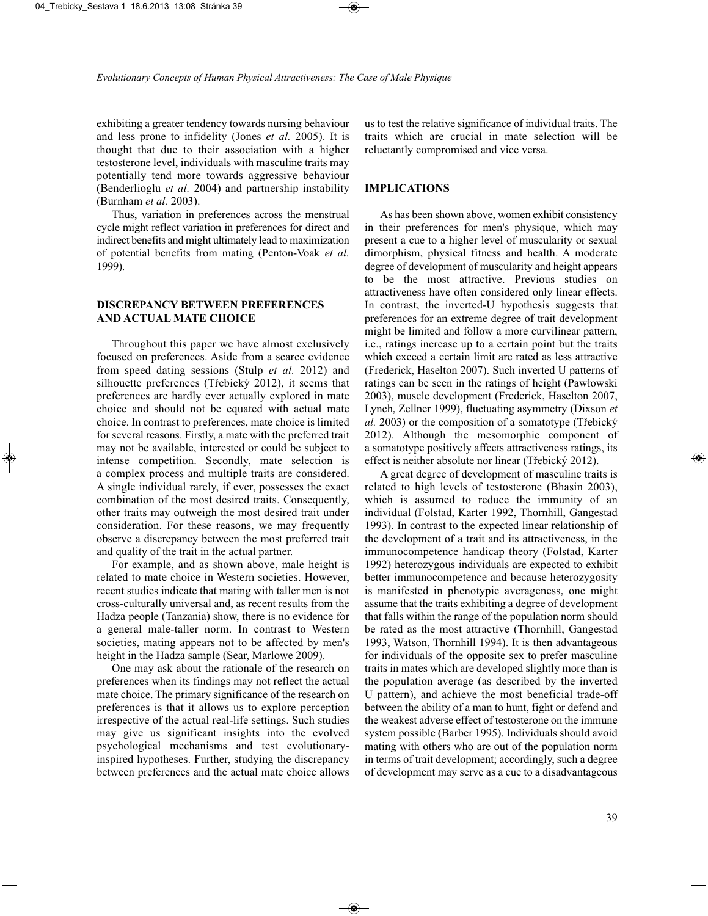exhibiting a greater tendency towards nursing behaviour and less prone to infidelity (Jones *et al.* 2005). It is thought that due to their association with a higher testosterone level, individuals with masculine traits may potentially tend more towards aggressive behaviour (Benderlioglu *et al.* 2004) and partnership instability (Burnham *et al.* 2003).

Thus, variation in preferences across the menstrual cycle might reflect variation in preferences for direct and indirect benefits and might ultimately lead to maximization of potential benefits from mating (Penton-Voak *et al.* 1999).

## DISCREPANCY BETWEEN PREFERENCES AND ACTUAL MATE CHOICE

Throughout this paper we have almost exclusively focused on preferences. Aside from a scarce evidence from speed dating sessions (Stulp *et al.* 2012) and silhouette preferences (Třebický 2012), it seems that preferences are hardly ever actually explored in mate choice and should not be equated with actual mate choice. In contrast to preferences, mate choice is limited for several reasons. Firstly, a mate with the preferred trait may not be available, interested or could be subject to intense competition. Secondly, mate selection is a complex process and multiple traits are considered. A single individual rarely, if ever, possesses the exact combination of the most desired traits. Consequently, other traits may outweigh the most desired trait under consideration. For these reasons, we may frequently observe a discrepancy between the most preferred trait and quality of the trait in the actual partner.

For example, and as shown above, male height is related to mate choice in Western societies. However, recent studies indicate that mating with taller men is not cross-culturally universal and, as recent results from the Hadza people (Tanzania) show, there is no evidence for a general male-taller norm. In contrast to Western societies, mating appears not to be affected by men's height in the Hadza sample (Sear, Marlowe 2009).

One may ask about the rationale of the research on preferences when its findings may not reflect the actual mate choice. The primary significance of the research on preferences is that it allows us to explore perception irrespective of the actual real-life settings. Such studies may give us significant insights into the evolved psychological mechanisms and test evolutionary-inspired hypotheses. Further, studying the discrepancy between preferences and the actual mate choice allows us to test the relative significance of individual traits. The traits which are crucial in mate selection will be reluctantly compromised and vice versa.

## IMPLICATIONS

As has been shown above, women exhibit consistency in their preferences for men's physique, which may present a cue to a higher level of muscularity or sexual dimorphism, physical fitness and health. A moderate degree of development of muscularity and height appears to be the most attractive. Previous studies on attractiveness have often considered only linear effects. In contrast, the inverted-U hypothesis suggests that preferences for an extreme degree of trait development might be limited and follow a more curvilinear pattern, i.e., ratings increase up to a certain point but the traits which exceed a certain limit are rated as less attractive (Frederick, Haselton 2007). Such inverted U patterns of ratings can be seen in the ratings of height (Pawłowski 2003), muscle development (Frederick, Haselton 2007, Lynch, Zellner 1999), fluctuating asymmetry (Dixson *et al.* 2003) or the composition of a somatotype (Třebický 2012). Although the mesomorphic component of a somatotype positively affects attractiveness ratings, its effect is neither absolute nor linear (Třebický 2012).

A great degree of development of masculine traits is related to high levels of testosterone (Bhasin 2003), which is assumed to reduce the immunity of an individual (Folstad, Karter 1992, Thornhill, Gangestad 1993). In contrast to the expected linear relationship of the development of a trait and its attractiveness, in the immunocompetence handicap theory (Folstad, Karter 1992) heterozygous individuals are expected to exhibit better immunocompetence and because heterozygosity is manifested in phenotypic averageness, one might assume that the traits exhibiting a degree of development that falls within the range of the population norm should be rated as the most attractive (Thornhill, Gangestad 1993, Watson, Thornhill 1994). It is then advantageous for individuals of the opposite sex to prefer masculine traits in mates which are developed slightly more than is the population average (as described by the inverted U pattern), and achieve the most beneficial trade-off between the ability of a man to hunt, fight or defend and the weakest adverse effect of testosterone on the immune system possible (Barber 1995). Individuals should avoid mating with others who are out of the population norm in terms of trait development; accordingly, such a degree of development may serve as a cue to a disadvantageous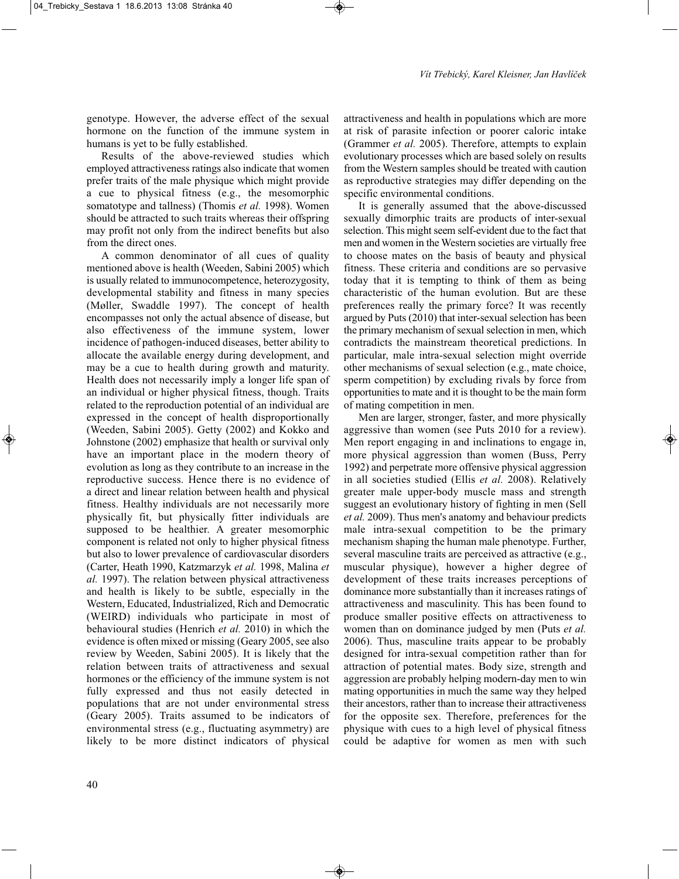genotype. However, the adverse effect of the sexual hormone on the function of the immune system in humans is yet to be fully established.

Results of the above-reviewed studies which employed attractiveness ratings also indicate that women prefer traits of the male physique which might provide a cue to physical fitness (e.g., the mesomorphic somatotype and tallness) (Thomis *et al.* 1998). Women should be attracted to such traits whereas their offspring may profit not only from the indirect benefits but also from the direct ones.

A common denominator of all cues of quality mentioned above is health (Weeden, Sabini 2005) which is usually related to immunocompetence, heterozygosity, developmental stability and fitness in many species (Møller, Swaddle 1997). The concept of health encompasses not only the actual absence of disease, but also effectiveness of the immune system, lower incidence of pathogen-induced diseases, better ability to allocate the available energy during development, and may be a cue to health during growth and maturity. Health does not necessarily imply a longer life span of an individual or higher physical fitness, though. Traits related to the reproduction potential of an individual are expressed in the concept of health disproportionally (Weeden, Sabini 2005). Getty (2002) and Kokko and Johnstone (2002) emphasize that health or survival only have an important place in the modern theory of evolution as long as they contribute to an increase in the reproductive success. Hence there is no evidence of a direct and linear relation between health and physical fitness. Healthy individuals are not necessarily more physically fit, but physically fitter individuals are supposed to be healthier. A greater mesomorphic component is related not only to higher physical fitness but also to lower prevalence of cardiovascular disorders (Carter, Heath 1990, Katzmarzyk *et al.* 1998, Malina *et al.* 1997). The relation between physical attractiveness and health is likely to be subtle, especially in the Western, Educated, Industrialized, Rich and Democratic (WEIRD) individuals who participate in most of behavioural studies (Henrich *et al.* 2010) in which the evidence is often mixed or missing (Geary 2005, see also review by Weeden, Sabini 2005). It is likely that the relation between traits of attractiveness and sexual hormones or the efficiency of the immune system is not fully expressed and thus not easily detected in populations that are not under environmental stress (Geary 2005). Traits assumed to be indicators of environmental stress (e.g., fluctuating asymmetry) are likely to be more distinct indicators of physical attractiveness and health in populations which are more at risk of parasite infection or poorer caloric intake (Grammer *et al.* 2005). Therefore, attempts to explain evolutionary processes which are based solely on results from the Western samples should be treated with caution as reproductive strategies may differ depending on the specific environmental conditions.

It is generally assumed that the above-discussed sexually dimorphic traits are products of inter-sexual selection. This might seem self-evident due to the fact that men and women in the Western societies are virtually free to choose mates on the basis of beauty and physical fitness. These criteria and conditions are so pervasive today that it is tempting to think of them as being characteristic of the human evolution. But are these preferences really the primary force? It was recently argued by Puts (2010) that inter-sexual selection has been the primary mechanism of sexual selection in men, which contradicts the mainstream theoretical predictions. In particular, male intra-sexual selection might override other mechanisms of sexual selection (e.g., mate choice, sperm competition) by excluding rivals by force from opportunities to mate and it is thought to be the main form of mating competition in men.

Men are larger, stronger, faster, and more physically aggressive than women (see Puts 2010 for a review). Men report engaging in and inclinations to engage in, more physical aggression than women (Buss, Perry 1992) and perpetrate more offensive physical aggression in all societies studied (Ellis *et al.* 2008). Relatively greater male upper-body muscle mass and strength suggest an evolutionary history of fighting in men (Sell *et al.* 2009). Thus men's anatomy and behaviour predicts male intra-sexual competition to be the primary mechanism shaping the human male phenotype. Further, several masculine traits are perceived as attractive (e.g., muscular physique), however a higher degree of development of these traits increases perceptions of dominance more substantially than it increases ratings of attractiveness and masculinity. This has been found to produce smaller positive effects on attractiveness to women than on dominance judged by men (Puts *et al.* 2006). Thus, masculine traits appear to be probably designed for intra-sexual competition rather than for attraction of potential mates. Body size, strength and aggression are probably helping modern-day men to win mating opportunities in much the same way they helped their ancestors, rather than to increase their attractiveness for the opposite sex. Therefore, preferences for the physique with cues to a high level of physical fitness could be adaptive for women as men with such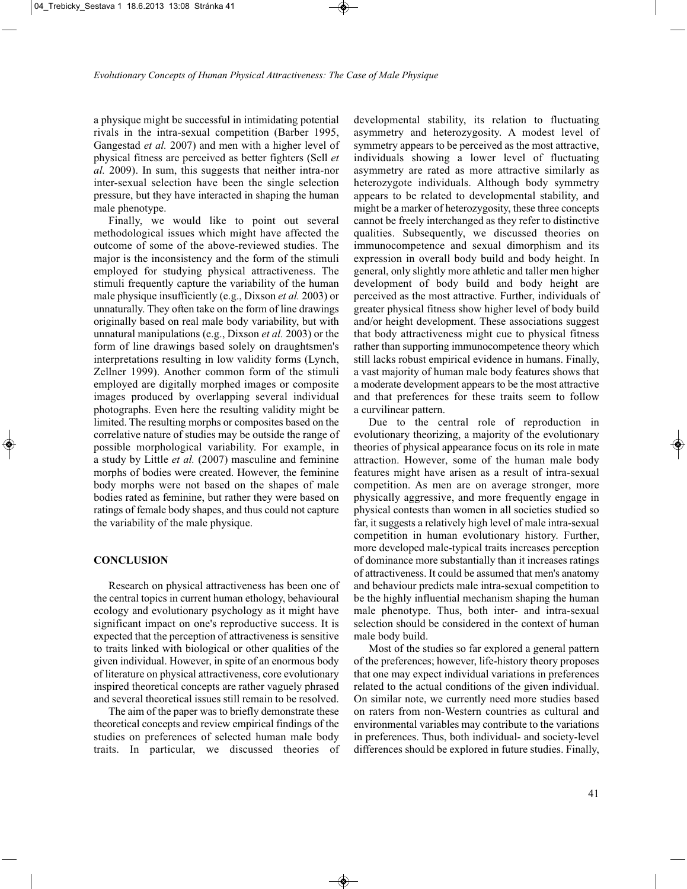a physique might be successful in intimidating potential rivals in the intra-sexual competition (Barber 1995, Gangestad *et al.* 2007) and men with a higher level of physical fitness are perceived as better fighters (Sell *et al.* 2009). In sum, this suggests that neither intra-nor inter-sexual selection have been the single selection pressure, but they have interacted in shaping the human male phenotype.

Finally, we would like to point out several methodological issues which might have affected the outcome of some of the above-reviewed studies. The major is the inconsistency and the form of the stimuli employed for studying physical attractiveness. The stimuli frequently capture the variability of the human male physique insufficiently (e.g., Dixson *et al.* 2003) or unnaturally. They often take on the form of line drawings originally based on real male body variability, but with unnatural manipulations (e.g., Dixson *et al.* 2003) or the form of line drawings based solely on draughtsmen's interpretations resulting in low validity forms (Lynch, Zellner 1999). Another common form of the stimuli employed are digitally morphed images or composite images produced by overlapping several individual photographs. Even here the resulting validity might be limited. The resulting morphs or composites based on the correlative nature of studies may be outside the range of possible morphological variability. For example, in a study by Little *et al.* (2007) masculine and feminine morphs of bodies were created. However, the feminine body morphs were not based on the shapes of male bodies rated as feminine, but rather they were based on ratings of female body shapes, and thus could not capture the variability of the male physique.

## CONCLUSION

Research on physical attractiveness has been one of the central topics in current human ethology, behavioural ecology and evolutionary psychology as it might have significant impact on one's reproductive success. It is expected that the perception of attractiveness is sensitive to traits linked with biological or other qualities of the given individual. However, in spite of an enormous body of literature on physical attractiveness, core evolutionary inspired theoretical concepts are rather vaguely phrased and several theoretical issues still remain to be resolved.

The aim of the paper was to briefly demonstrate these theoretical concepts and review empirical findings of the studies on preferences of selected human male body traits. In particular, we discussed theories of developmental stability, its relation to fluctuating asymmetry and heterozygosity. A modest level of symmetry appears to be perceived as the most attractive, individuals showing a lower level of fluctuating asymmetry are rated as more attractive similarly as heterozygote individuals. Although body symmetry appears to be related to developmental stability, and might be a marker of heterozygosity, these three concepts cannot be freely interchanged as they refer to distinctive qualities. Subsequently, we discussed theories on immunocompetence and sexual dimorphism and its expression in overall body build and body height. In general, only slightly more athletic and taller men higher development of body build and body height are perceived as the most attractive. Further, individuals of greater physical fitness show higher level of body build and/or height development. These associations suggest that body attractiveness might cue to physical fitness rather than supporting immunocompetence theory which still lacks robust empirical evidence in humans. Finally, a vast majority of human male body features shows that a moderate development appears to be the most attractive and that preferences for these traits seem to follow a curvilinear pattern.

Due to the central role of reproduction in evolutionary theorizing, a majority of the evolutionary theories of physical appearance focus on its role in mate attraction. However, some of the human male body features might have arisen as a result of intra-sexual competition. As men are on average stronger, more physically aggressive, and more frequently engage in physical contests than women in all societies studied so far, it suggests a relatively high level of male intra-sexual competition in human evolutionary history. Further, more developed male-typical traits increases perception of dominance more substantially than it increases ratings of attractiveness. It could be assumed that men's anatomy and behaviour predicts male intra-sexual competition to be the highly influential mechanism shaping the human male phenotype. Thus, both inter- and intra-sexual selection should be considered in the context of human male body build.

Most of the studies so far explored a general pattern of the preferences; however, life-history theory proposes that one may expect individual variations in preferences related to the actual conditions of the given individual. On similar note, we currently need more studies based on raters from non-Western countries as cultural and environmental variables may contribute to the variations in preferences. Thus, both individual- and society-level differences should be explored in future studies. Finally,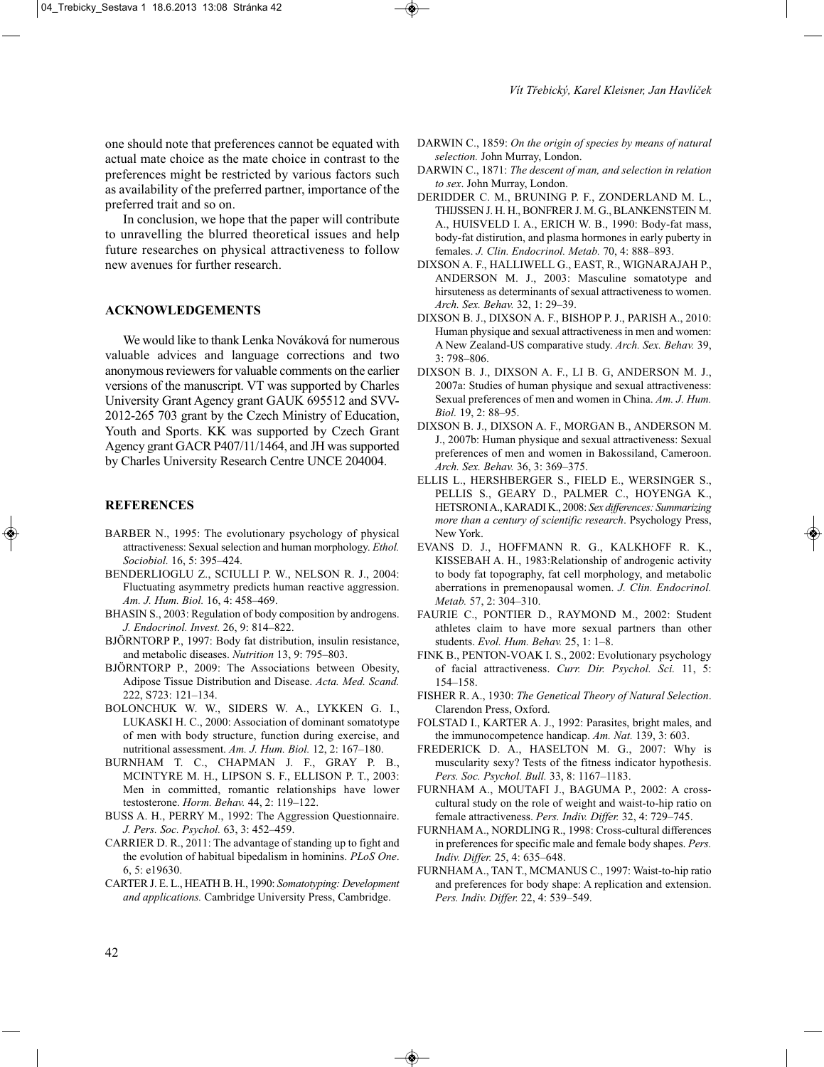one should note that preferences cannot be equated with actual mate choice as the mate choice in contrast to the preferences might be restricted by various factors such as availability of the preferred partner, importance of the preferred trait and so on.

In conclusion, we hope that the paper will contribute to unravelling the blurred theoretical issues and help future researches on physical attractiveness to follow new avenues for further research.

## ACKNOWLEDGEMENTS

We would like to thank Lenka Nováková for numerous valuable advices and language corrections and two anonymous reviewers for valuable comments on the earlier versions of the manuscript. VT was supported by Charles University Grant Agency grant GAUK 695512 and SVV-2012-265 703 grant by the Czech Ministry of Education, Youth and Sports. KK was supported by Czech Grant Agency grant GACR P407/11/1464, and JH was supported by Charles University Research Centre UNCE 204004.

## REFERENCES

BARBER N., 1995: The evolutionary psychology of physical attractiveness: Sexual selection and human morphology. *Ethol. Sociobiol.* 16, 5: 395–424.

BENDERLIOGLU Z., SCIULLI P. W., NELSON R. J., 2004: Fluctuating asymmetry predicts human reactive aggression. *Am. J. Hum. Biol.* 16, 4: 458–469.

BHASIN S., 2003: Regulation of body composition by androgens. *J. Endocrinol. Invest.* 26, 9: 814–822.

BJÖRNTORP P., 1997: Body fat distribution, insulin resistance, and metabolic diseases. *Nutrition* 13, 9: 795–803.

BJÖRNTORP P., 2009: The Associations between Obesity, Adipose Tissue Distribution and Disease. *Acta. Med. Scand.* 222, S723: 121–134.

BOLONCHUK W. W., SIDERS W. A., LYKKEN G. I., LUKASKI H. C., 2000: Association of dominant somatotype of men with body structure, function during exercise, and nutritional assessment. *Am. J. Hum. Biol.* 12, 2: 167–180.

BURNHAM T. C., CHAPMAN J. F., GRAY P. B., MCINTYRE M. H., LIPSON S. F., ELLISON P. T., 2003: Men in committed, romantic relationships have lower testosterone. *Horm. Behav.* 44, 2: 119–122.

BUSS A. H., PERRY M., 1992: The Aggression Questionnaire. *J. Pers. Soc. Psychol.* 63, 3: 452–459.

CARRIER D. R., 2011: The advantage of standing up to fight and the evolution of habitual bipedalism in hominins. *PLoS One*. 6, 5: e19630.

CARTER J. E. L., HEATH B. H., 1990: *Somatotyping: Development and applications.* Cambridge University Press, Cambridge.

DARWIN C., 1859: *On the origin of species by means of natural selection.* John Murray, London.

DARWIN C., 1871: *The descent of man, and selection in relation to sex*. John Murray, London.

DERIDDER C. M., BRUNING P. F., ZONDERLAND M. L., THIJSSEN J. H. H., BONFRER J. M. G., BLANKENSTEIN M. A., HUISVELD I. A., ERICH W. B., 1990: Body-fat mass, body-fat distirution, and plasma hormones in early puberty in females. *J. Clin. Endocrinol. Metab.* 70, 4: 888–893.

DIXSON A. F., HALLIWELL G., EAST, R., WIGNARAJAH P., ANDERSON M. J., 2003: Masculine somatotype and hirsuteness as determinants of sexual attractiveness to women. *Arch. Sex. Behav.* 32, 1: 29–39.

DIXSON B. J., DIXSON A. F., BISHOP P. J., PARISH A., 2010: Human physique and sexual attractiveness in men and women: A New Zealand-US comparative study. *Arch. Sex. Behav.* 39, 3: 798–806.

DIXSON B. J., DIXSON A. F., LI B. G, ANDERSON M. J., 2007a: Studies of human physique and sexual attractiveness: Sexual preferences of men and women in China. *Am. J. Hum. Biol.* 19, 2: 88–95.

DIXSON B. J., DIXSON A. F., MORGAN B., ANDERSON M. J., 2007b: Human physique and sexual attractiveness: Sexual preferences of men and women in Bakossiland, Cameroon. *Arch. Sex. Behav.* 36, 3: 369–375.

ELLIS L., HERSHBERGER S., FIELD E., WERSINGER S., PELLIS S., GEARY D., PALMER C., HOYENGA K., HETSRONI A., KARADI K., 2008: *Sex differences: Summarizing more than a century of scientific research*. Psychology Press, New York.

EVANS D. J., HOFFMANN R. G., KALKHOFF R. K., KISSEBAH A. H., 1983:Relationship of androgenic activity to body fat topography, fat cell morphology, and metabolic aberrations in premenopausal women. *J. Clin. Endocrinol. Metab.* 57, 2: 304–310.

FAURIE C., PONTIER D., RAYMOND M., 2002: Student athletes claim to have more sexual partners than other students. *Evol. Hum. Behav.* 25, 1: 1–8.

FINK B., PENTON-VOAK I. S., 2002: Evolutionary psychology of facial attractiveness. *Curr. Dir. Psychol. Sci.* 11, 5: 154–158.

FISHER R. A., 1930: *The Genetical Theory of Natural Selection*. Clarendon Press, Oxford.

FOLSTAD I., KARTER A. J., 1992: Parasites, bright males, and the immunocompetence handicap. *Am. Nat.* 139, 3: 603.

FREDERICK D. A., HASELTON M. G., 2007: Why is muscularity sexy? Tests of the fitness indicator hypothesis. *Pers. Soc. Psychol. Bull.* 33, 8: 1167–1183.

FURNHAM A., MOUTAFI J., BAGUMA P., 2002: A cross-cultural study on the role of weight and waist-to-hip ratio on female attractiveness. *Pers. Indiv. Differ.* 32, 4: 729–745.

FURNHAM A., NORDLING R., 1998: Cross-cultural differences in preferences for specific male and female body shapes. *Pers. Indiv. Differ.* 25, 4: 635–648.

FURNHAM A., TAN T., MCMANUS C., 1997: Waist-to-hip ratio and preferences for body shape: A replication and extension. *Pers. Indiv. Differ.* 22, 4: 539–549.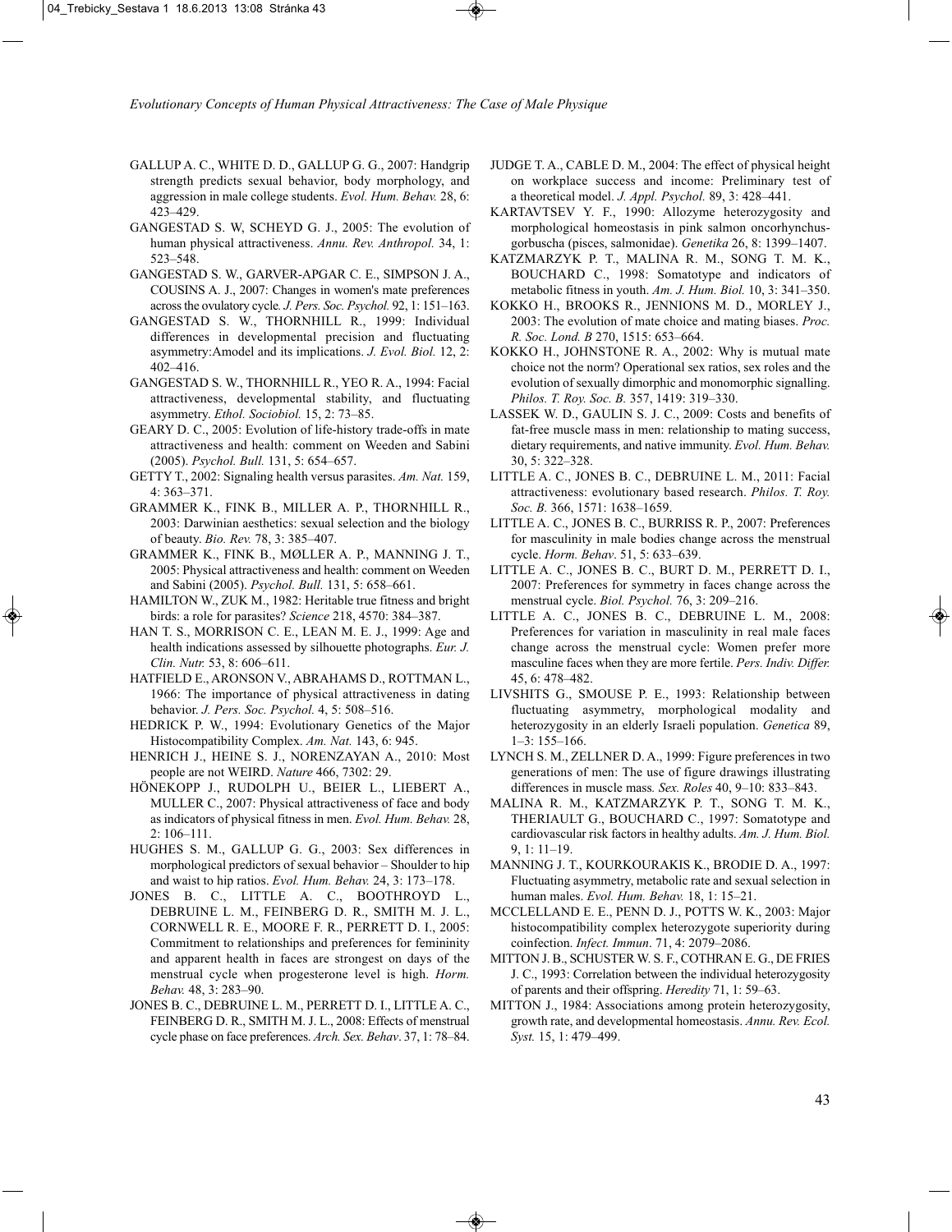GALLUP A. C., WHITE D. D., GALLUP G. G., 2007: Handgrip strength predicts sexual behavior, body morphology, and aggression in male college students. *Evol. Hum. Behav.* 28, 6: 423–429.

GANGESTAD S. W, SCHEYD G. J., 2005: The evolution of human physical attractiveness. *Annu. Rev. Anthropol.* 34, 1: 523–548.

GANGESTAD S. W., GARVER-APGAR C. E., SIMPSON J. A., COUSINS A. J., 2007: Changes in women's mate preferences across the ovulatory cycle. *J. Pers. Soc. Psychol.* 92, 1: 151–163.

GANGESTAD S. W., THORNHILL R., 1999: Individual differences in developmental precision and fluctuating asymmetry:Amodel and its implications. *J. Evol. Biol.* 12, 2: 402–416.

GANGESTAD S. W., THORNHILL R., YEO R. A., 1994: Facial attractiveness, developmental stability, and fluctuating asymmetry. *Ethol. Sociobiol.* 15, 2: 73–85.

GEARY D. C., 2005: Evolution of life-history trade-offs in mate attractiveness and health: comment on Weeden and Sabini (2005). *Psychol. Bull.* 131, 5: 654–657.

GETTY T., 2002: Signaling health versus parasites. *Am. Nat.* 159, 4: 363–371.

GRAMMER K., FINK B., MILLER A. P., THORNHILL R., 2003: Darwinian aesthetics: sexual selection and the biology of beauty. *Bio. Rev.* 78, 3: 385–407.

GRAMMER K., FINK B., MØLLER A. P., MANNING J. T., 2005: Physical attractiveness and health: comment on Weeden and Sabini (2005). *Psychol. Bull.* 131, 5: 658–661.

HAMILTON W., ZUK M., 1982: Heritable true fitness and bright birds: a role for parasites? *Science* 218, 4570: 384–387.

HAN T. S., MORRISON C. E., LEAN M. E. J., 1999: Age and health indications assessed by silhouette photographs. *Eur. J. Clin. Nutr.* 53, 8: 606–611.

HATFIELD E., ARONSON V., ABRAHAMS D., ROTTMAN L., 1966: The importance of physical attractiveness in dating behavior. *J. Pers. Soc. Psychol.* 4, 5: 508–516.

HEDRICK P. W., 1994: Evolutionary Genetics of the Major Histocompatibility Complex. *Am. Nat.* 143, 6: 945.

HENRICH J., HEINE S. J., NORENZAYAN A., 2010: Most people are not WEIRD. *Nature* 466, 7302: 29.

HÖNEKOPP J., RUDOLPH U., BEIER L., LIEBERT A., MULLER C., 2007: Physical attractiveness of face and body as indicators of physical fitness in men. *Evol. Hum. Behav.* 28, 2: 106–111.

HUGHES S. M., GALLUP G. G., 2003: Sex differences in morphological predictors of sexual behavior – Shoulder to hip and waist to hip ratios. *Evol. Hum. Behav.* 24, 3: 173–178.

JONES B. C., LITTLE A. C., BOOTHROYD L., DEBRUINE L. M., FEINBERG D. R., SMITH M. J. L., CORNWELL R. E., MOORE F. R., PERRETT D. I., 2005: Commitment to relationships and preferences for femininity and apparent health in faces are strongest on days of the menstrual cycle when progesterone level is high. *Horm. Behav.* 48, 3: 283–90.

JONES B. C., DEBRUINE L. M., PERRETT D. I., LITTLE A. C., FEINBERG D. R., SMITH M. J. L., 2008: Effects of menstrual cycle phase on face preferences. *Arch. Sex. Behav*. 37, 1: 78–84.

JUDGE T. A., CABLE D. M., 2004: The effect of physical height on workplace success and income: Preliminary test of a theoretical model. *J. Appl. Psychol.* 89, 3: 428–441.

KARTAVTSEV Y. F., 1990: Allozyme heterozygosity and morphological homeostasis in pink salmon oncorhynchus-gorbuscha (pisces, salmonidae). *Genetika* 26, 8: 1399–1407.

KATZMARZYK P. T., MALINA R. M., SONG T. M. K., BOUCHARD C., 1998: Somatotype and indicators of metabolic fitness in youth. *Am. J. Hum. Biol.* 10, 3: 341–350.

KOKKO H., BROOKS R., JENNIONS M. D., MORLEY J., 2003: The evolution of mate choice and mating biases. *Proc. R. Soc. Lond. B* 270, 1515: 653–664.

KOKKO H., JOHNSTONE R. A., 2002: Why is mutual mate choice not the norm? Operational sex ratios, sex roles and the evolution of sexually dimorphic and monomorphic signalling. *Philos. T. Roy. Soc. B.* 357, 1419: 319–330.

LASSEK W. D., GAULIN S. J. C., 2009: Costs and benefits of fat-free muscle mass in men: relationship to mating success, dietary requirements, and native immunity. *Evol. Hum. Behav.* 30, 5: 322–328.

LITTLE A. C., JONES B. C., DEBRUINE L. M., 2011: Facial attractiveness: evolutionary based research. *Philos. T. Roy. Soc. B.* 366, 1571: 1638–1659.

LITTLE A. C., JONES B. C., BURRISS R. P., 2007: Preferences for masculinity in male bodies change across the menstrual cycle. *Horm. Behav*. 51, 5: 633–639.

LITTLE A. C., JONES B. C., BURT D. M., PERRETT D. I., 2007: Preferences for symmetry in faces change across the menstrual cycle. *Biol. Psychol.* 76, 3: 209–216.

LITTLE A. C., JONES B. C., DEBRUINE L. M., 2008: Preferences for variation in masculinity in real male faces change across the menstrual cycle: Women prefer more masculine faces when they are more fertile. *Pers. Indiv. Differ.* 45, 6: 478–482.

LIVSHITS G., SMOUSE P. E., 1993: Relationship between fluctuating asymmetry, morphological modality and heterozygosity in an elderly Israeli population. *Genetica* 89, 1–3: 155–166.

LYNCH S. M., ZELLNER D. A., 1999: Figure preferences in two generations of men: The use of figure drawings illustrating differences in muscle mass*. Sex. Roles* 40, 9–10: 833–843.

MALINA R. M., KATZMARZYK P. T., SONG T. M. K., THERIAULT G., BOUCHARD C., 1997: Somatotype and cardiovascular risk factors in healthy adults. *Am. J. Hum. Biol.* 9, 1: 11–19.

MANNING J. T., KOURKOURAKIS K., BRODIE D. A., 1997: Fluctuating asymmetry, metabolic rate and sexual selection in human males. *Evol. Hum. Behav.* 18, 1: 15–21.

MCCLELLAND E. E., PENN D. J., POTTS W. K., 2003: Major histocompatibility complex heterozygote superiority during coinfection. *Infect. Immun*. 71, 4: 2079–2086.

MITTON J. B., SCHUSTER W. S. F., COTHRAN E. G., DE FRIES J. C., 1993: Correlation between the individual heterozygosity of parents and their offspring. *Heredity* 71, 1: 59–63.

MITTON J., 1984: Associations among protein heterozygosity, growth rate, and developmental homeostasis. *Annu. Rev. Ecol. Syst.* 15, 1: 479–499.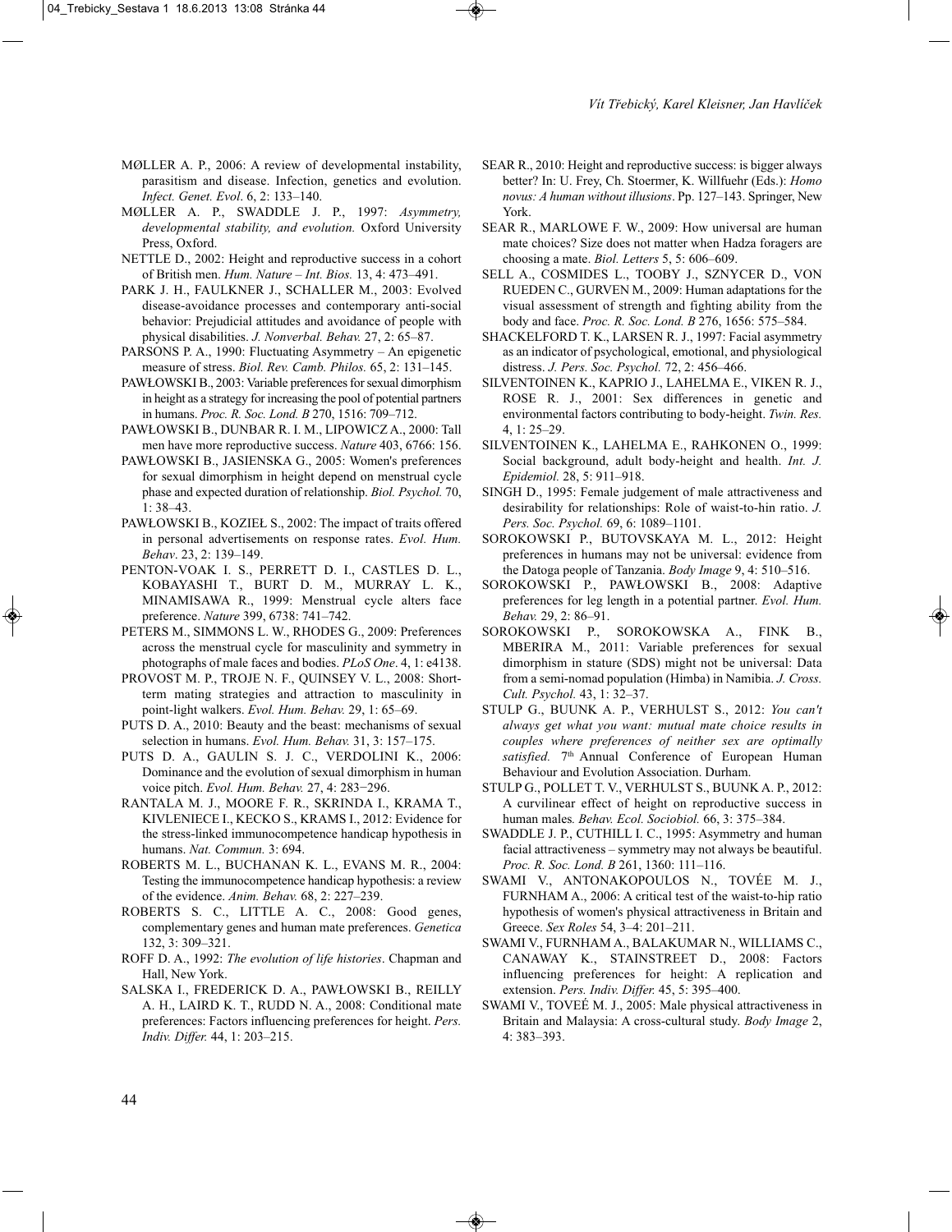MØLLER A. P., 2006: A review of developmental instability, parasitism and disease. Infection, genetics and evolution. *Infect. Genet. Evol*. 6, 2: 133–140.

MØLLER A. P., SWADDLE J. P., 1997: *Asymmetry, developmental stability, and evolution.* Oxford University Press, Oxford.

NETTLE D., 2002: Height and reproductive success in a cohort of British men. *Hum. Nature – Int. Bios.* 13, 4: 473–491.

PARK J. H., FAULKNER J., SCHALLER M., 2003: Evolved disease-avoidance processes and contemporary anti-social behavior: Prejudicial attitudes and avoidance of people with physical disabilities. *J. Nonverbal. Behav.* 27, 2: 65–87.

PARSONS P. A., 1990: Fluctuating Asymmetry – An epigenetic measure of stress. *Biol. Rev. Camb. Philos.* 65, 2: 131–145.

PAWŁOWSKI B., 2003: Variable preferences for sexual dimorphism in height as a strategy for increasing the pool of potential partners in humans. *Proc. R. Soc. Lond. B* 270, 1516: 709–712.

PAWŁOWSKI B., DUNBAR R. I. M., LIPOWICZ A., 2000: Tall men have more reproductive success. *Nature* 403, 6766: 156.

PAWŁOWSKI B., JASIENSKA G., 2005: Women's preferences for sexual dimorphism in height depend on menstrual cycle phase and expected duration of relationship. *Biol. Psychol.* 70, 1: 38–43.

PAWŁOWSKI B., KOZIEŁ S., 2002: The impact of traits offered in personal advertisements on response rates. *Evol. Hum. Behav*. 23, 2: 139–149.

PENTON-VOAK I. S., PERRETT D. I., CASTLES D. L., KOBAYASHI T., BURT D. M., MURRAY L. K., MINAMISAWA R., 1999: Menstrual cycle alters face preference. *Nature* 399, 6738: 741–742.

PETERS M., SIMMONS L. W., RHODES G., 2009: Preferences across the menstrual cycle for masculinity and symmetry in photographs of male faces and bodies. *PLoS One*. 4, 1: e4138.

PROVOST M. P., TROJE N. F., QUINSEY V. L., 2008: Short-term mating strategies and attraction to masculinity in point-light walkers. *Evol. Hum. Behav.* 29, 1: 65–69.

PUTS D. A., 2010: Beauty and the beast: mechanisms of sexual selection in humans. *Evol. Hum. Behav.* 31, 3: 157–175.

PUTS D. A., GAULIN S. J. C., VERDOLINI K., 2006: Dominance and the evolution of sexual dimorphism in human voice pitch. *Evol. Hum. Behav.* 27, 4: 283−296.

RANTALA M. J., MOORE F. R., SKRINDA I., KRAMA T., KIVLENIECE I., KECKO S., KRAMS I., 2012: Evidence for the stress-linked immunocompetence handicap hypothesis in humans. *Nat. Commun.* 3: 694.

ROBERTS M. L., BUCHANAN K. L., EVANS M. R., 2004: Testing the immunocompetence handicap hypothesis: a review of the evidence. *Anim. Behav.* 68, 2: 227–239.

ROBERTS S. C., LITTLE A. C., 2008: Good genes, complementary genes and human mate preferences. *Genetica* 132, 3: 309–321.

ROFF D. A., 1992: *The evolution of life histories*. Chapman and Hall, New York.

SALSKA I., FREDERICK D. A., PAWŁOWSKI B., REILLY A. H., LAIRD K. T., RUDD N. A., 2008: Conditional mate preferences: Factors influencing preferences for height. *Pers. Indiv. Differ.* 44, 1: 203–215.

SEAR R., 2010: Height and reproductive success: is bigger always better? In: U. Frey, Ch. Stoermer, K. Willfuehr (Eds.): *Homo novus: A human without illusions*. Pp. 127–143. Springer, New York.

SEAR R., MARLOWE F. W., 2009: How universal are human mate choices? Size does not matter when Hadza foragers are choosing a mate. *Biol. Letters* 5, 5: 606–609.

SELL A., COSMIDES L., TOOBY J., SZNYCER D., VON RUEDEN C., GURVEN M., 2009: Human adaptations for the visual assessment of strength and fighting ability from the body and face. *Proc. R. Soc. Lond. B* 276, 1656: 575–584.

SHACKELFORD T. K., LARSEN R. J., 1997: Facial asymmetry as an indicator of psychological, emotional, and physiological distress. *J. Pers. Soc. Psychol.* 72, 2: 456–466.

SILVENTOINEN K., KAPRIO J., LAHELMA E., VIKEN R. J., ROSE R. J., 2001: Sex differences in genetic and environmental factors contributing to body-height. *Twin. Res.* 4, 1: 25–29.

SILVENTOINEN K., LAHELMA E., RAHKONEN O., 1999: Social background, adult body-height and health. *Int. J. Epidemiol.* 28, 5: 911–918.

SINGH D., 1995: Female judgement of male attractiveness and desirability for relationships: Role of waist-to-hin ratio. *J. Pers. Soc. Psychol.* 69, 6: 1089–1101.

SOROKOWSKI P., BUTOVSKAYA M. L., 2012: Height preferences in humans may not be universal: evidence from the Datoga people of Tanzania. *Body Image* 9, 4: 510–516.

SOROKOWSKI P., PAWŁOWSKI B., 2008: Adaptive preferences for leg length in a potential partner. *Evol. Hum. Behav.* 29, 2: 86–91.

SOROKOWSKI P., SOROKOWSKA A., FINK B., MBERIRA M., 2011: Variable preferences for sexual dimorphism in stature (SDS) might not be universal: Data from a semi-nomad population (Himba) in Namibia. *J. Cross. Cult. Psychol.* 43, 1: 32–37.

STULP G., BUUNK A. P., VERHULST S., 2012: *You can't always get what you want: mutual mate choice results in couples where preferences of neither sex are optimally satisfied.* 7th Annual Conference of European Human Behaviour and Evolution Association. Durham.

STULP G., POLLETT T. V., VERHULST S., BUUNK A. P., 2012: A curvilinear effect of height on reproductive success in human males*. Behav. Ecol. Sociobiol.* 66, 3: 375–384.

SWADDLE J. P., CUTHILL I. C., 1995: Asymmetry and human facial attractiveness – symmetry may not always be beautiful. *Proc. R. Soc. Lond. B* 261, 1360: 111–116.

SWAMI V., ANTONAKOPOULOS N., TOVÉE M. J., FURNHAM A., 2006: A critical test of the waist-to-hip ratio hypothesis of women's physical attractiveness in Britain and Greece. *Sex Roles* 54, 3–4: 201–211.

SWAMI V., FURNHAM A., BALAKUMAR N., WILLIAMS C., CANAWAY K., STAINSTREET D., 2008: Factors influencing preferences for height: A replication and extension. *Pers. Indiv. Differ.* 45, 5: 395–400.

SWAMI V., TOVEÉ M. J., 2005: Male physical attractiveness in Britain and Malaysia: A cross-cultural study. *Body Image* 2, 4: 383–393.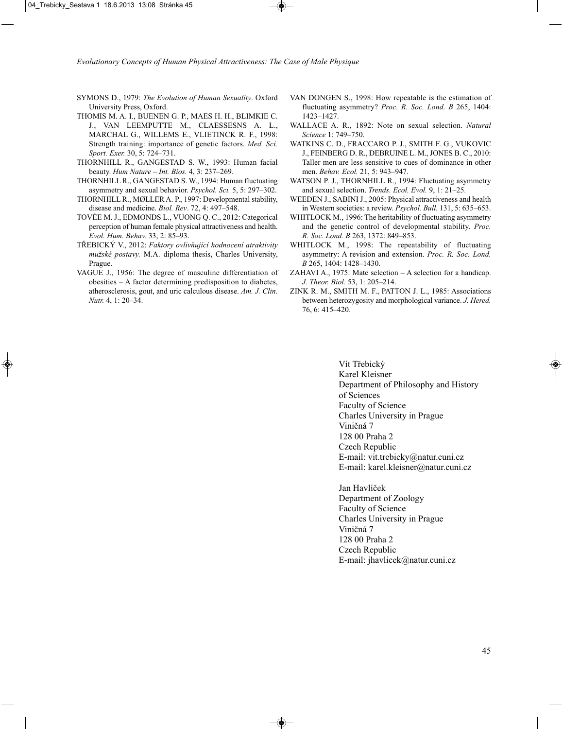SYMONS D., 1979: *The Evolution of Human Sexuality*. Oxford University Press, Oxford.

THOMIS M. A. I., BUENEN G. P., MAES H. H., BLIMKIE C. J., VAN LEEMPUTTE M., CLAESSESNS A. L., MARCHAL G., WILLEMS E., VLIETINCK R. F., 1998: Strength training: importance of genetic factors. *Med. Sci. Sport. Exer.* 30, 5: 724–731.

THORNHILL R., GANGESTAD S. W., 1993: Human facial beauty. *Hum Nature – Int. Bios.* 4, 3: 237–269.

THORNHILL R., GANGESTAD S. W., 1994: Human fluctuating asymmetry and sexual behavior. *Psychol. Sci.* 5, 5: 297–302.

THORNHILL R., MØLLER A. P., 1997: Developmental stability, disease and medicine. *Biol. Rev*. 72, 4: 497–548.

TOVÉE M. J., EDMONDS L., VUONG Q. C., 2012: Categorical perception of human female physical attractiveness and health. *Evol. Hum. Behav.* 33, 2: 85–93.

TŘEBICKÝ V., 2012: *Faktory ovlivňující hodnocení atraktivity mužské postavy.* M.A. diploma thesis, Charles University, Prague.

VAGUE J., 1956: The degree of masculine differentiation of obesities – A factor determining predisposition to diabetes, atherosclerosis, gout, and uric calculous disease. *Am. J. Clin. Nutr.* 4, 1: 20–34.

VAN DONGEN S., 1998: How repeatable is the estimation of fluctuating asymmetry? *Proc. R. Soc. Lond. B* 265, 1404: 1423–1427.

WALLACE A. R., 1892: Note on sexual selection. *Natural Science* 1: 749–750.

WATKINS C. D., FRACCARO P. J., SMITH F. G., VUKOVIC J., FEINBERG D. R., DEBRUINE L. M., JONES B. C., 2010: Taller men are less sensitive to cues of dominance in other men. *Behav. Ecol.* 21, 5: 943–947.

WATSON P. J., THORNHILL R., 1994: Fluctuating asymmetry and sexual selection. *Trends. Ecol. Evol.* 9, 1: 21–25.

WEEDEN J., SABINI J., 2005: Physical attractiveness and health in Western societies: a review. *Psychol. Bull.* 131, 5: 635–653.

WHITLOCK M., 1996: The heritability of fluctuating asymmetry and the genetic control of developmental stability. *Proc. R. Soc. Lond. B* 263, 1372: 849–853.

WHITLOCK M., 1998: The repeatability of fluctuating asymmetry: A revision and extension. *Proc. R. Soc. Lond. B* 265, 1404: 1428–1430.

ZAHAVI A., 1975: Mate selection – A selection for a handicap. *J. Theor. Biol.* 53, 1: 205–214.

ZINK R. M., SMITH M. F., PATTON J. L., 1985: Associations between heterozygosity and morphological variance. *J. Hered.* 76, 6: 415–420.

Vít Třebický
Karel Kleisner
Department of Philosophy and History of Sciences
Faculty of Science
Charles University in Prague
Viničná 7
128 00 Praha 2
Czech Republic
E-mail: vit.trebicky@natur.cuni.cz
E-mail: karel.kleisner@natur.cuni.cz

Jan Havlíček
Department of Zoology
Faculty of Science
Charles University in Prague
Viničná 7
128 00 Praha 2
Czech Republic
E-mail: jhavlicek@natur.cuni.cz